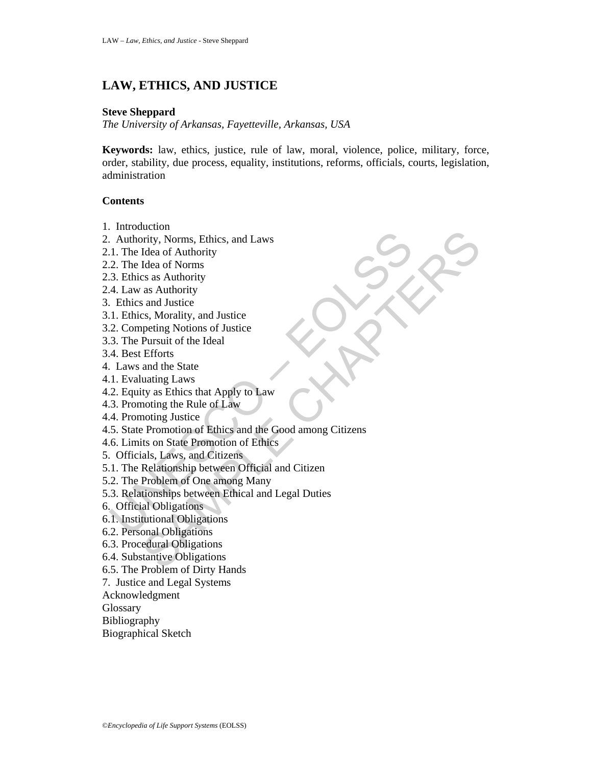# LAW, ETHICS, AND JUSTICE

**Steve Sheppard**
*The University of Arkansas, Fayetteville, Arkansas, USA*

**Keywords:** law, ethics, justice, rule of law, moral, violence, police, military, force, order, stability, due process, equality, institutions, reforms, officials, courts, legislation, administration

**Contents**

1. Introduction
2. Authority, Norms, Ethics, and Laws
2.1. The Idea of Authority
2.2. The Idea of Norms
2.3. Ethics as Authority
2.4. Law as Authority
3. Ethics and Justice
3.1. Ethics, Morality, and Justice
3.2. Competing Notions of Justice
3.3. The Pursuit of the Ideal
3.4. Best Efforts
4. Laws and the State
4.1. Evaluating Laws
4.2. Equity as Ethics that Apply to Law
4.3. Promoting the Rule of Law
4.4. Promoting Justice
4.5. State Promotion of Ethics and the Good among Citizens
4.6. Limits on State Promotion of Ethics
5. Officials, Laws, and Citizens
5.1. The Relationship between Official and Citizen
5.2. The Problem of One among Many
5.3. Relationships between Ethical and Legal Duties
6. Official Obligations
6.1. Institutional Obligations
6.2. Personal Obligations
6.3. Procedural Obligations
6.4. Substantive Obligations
6.5. The Problem of Dirty Hands
7. Justice and Legal Systems
Acknowledgment
Glossary
Bibliography
Biographical Sketch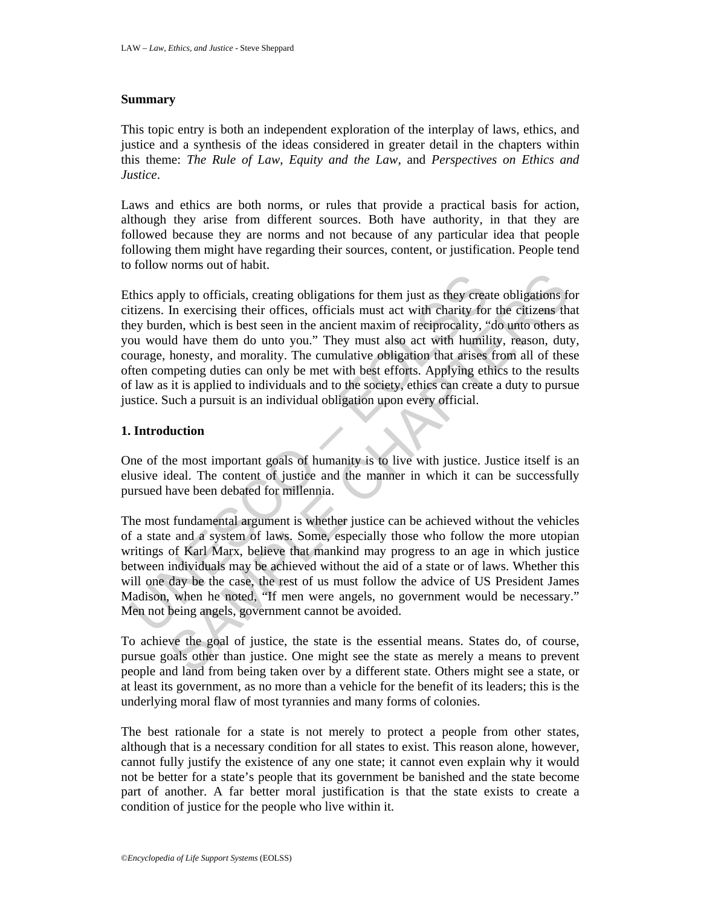## Summary

This topic entry is both an independent exploration of the interplay of laws, ethics, and justice and a synthesis of the ideas considered in greater detail in the chapters within this theme: *The Rule of Law*, *Equity and the Law*, and *Perspectives on Ethics and Justice*.

Laws and ethics are both norms, or rules that provide a practical basis for action, although they arise from different sources. Both have authority, in that they are followed because they are norms and not because of any particular idea that people following them might have regarding their sources, content, or justification. People tend to follow norms out of habit.

Ethics apply to officials, creating obligations for them just as they create obligations for citizens. In exercising their offices, officials must act with charity for the citizens that they burden, which is best seen in the ancient maxim of reciprocality, "do unto others as you would have them do unto you." They must also act with humility, reason, duty, courage, honesty, and morality. The cumulative obligation that arises from all of these often competing duties can only be met with best efforts. Applying ethics to the results of law as it is applied to individuals and to the society, ethics can create a duty to pursue justice. Such a pursuit is an individual obligation upon every official.

## 1. Introduction

One of the most important goals of humanity is to live with justice. Justice itself is an elusive ideal. The content of justice and the manner in which it can be successfully pursued have been debated for millennia.

The most fundamental argument is whether justice can be achieved without the vehicles of a state and a system of laws. Some, especially those who follow the more utopian writings of Karl Marx, believe that mankind may progress to an age in which justice between individuals may be achieved without the aid of a state or of laws. Whether this will one day be the case, the rest of us must follow the advice of US President James Madison, when he noted, "If men were angels, no government would be necessary." Men not being angels, government cannot be avoided.

To achieve the goal of justice, the state is the essential means. States do, of course, pursue goals other than justice. One might see the state as merely a means to prevent people and land from being taken over by a different state. Others might see a state, or at least its government, as no more than a vehicle for the benefit of its leaders; this is the underlying moral flaw of most tyrannies and many forms of colonies.

The best rationale for a state is not merely to protect a people from other states, although that is a necessary condition for all states to exist. This reason alone, however, cannot fully justify the existence of any one state; it cannot even explain why it would not be better for a state's people that its government be banished and the state become part of another. A far better moral justification is that the state exists to create a condition of justice for the people who live within it.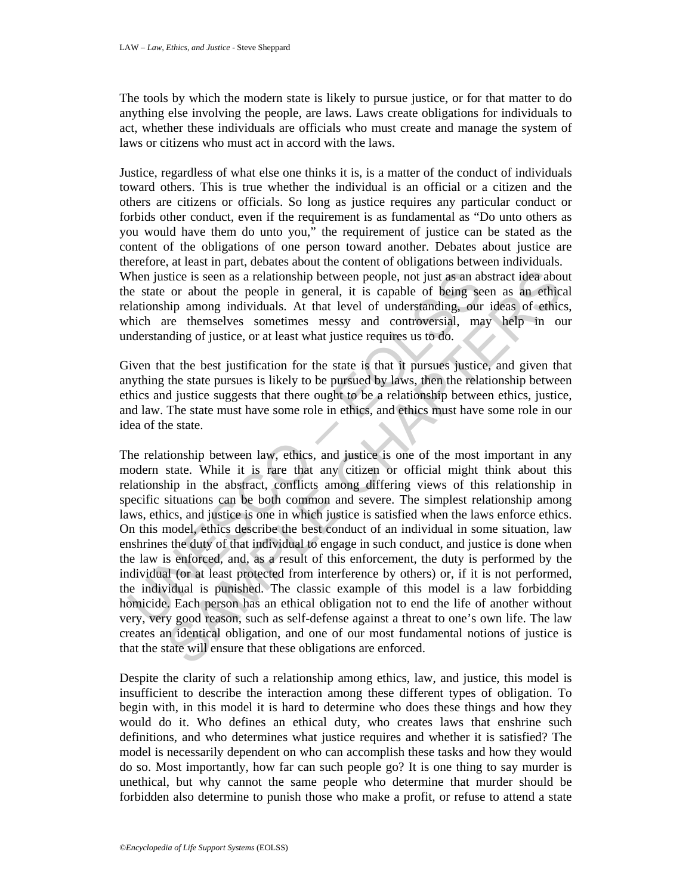The tools by which the modern state is likely to pursue justice, or for that matter to do anything else involving the people, are laws. Laws create obligations for individuals to act, whether these individuals are officials who must create and manage the system of laws or citizens who must act in accord with the laws.

Justice, regardless of what else one thinks it is, is a matter of the conduct of individuals toward others. This is true whether the individual is an official or a citizen and the others are citizens or officials. So long as justice requires any particular conduct or forbids other conduct, even if the requirement is as fundamental as "Do unto others as you would have them do unto you," the requirement of justice can be stated as the content of the obligations of one person toward another. Debates about justice are therefore, at least in part, debates about the content of obligations between individuals. When justice is seen as a relationship between people, not just as an abstract idea about the state or about the people in general, it is capable of being seen as an ethical relationship among individuals. At that level of understanding, our ideas of ethics, which are themselves sometimes messy and controversial, may help in our understanding of justice, or at least what justice requires us to do.

Given that the best justification for the state is that it pursues justice, and given that anything the state pursues is likely to be pursued by laws, then the relationship between ethics and justice suggests that there ought to be a relationship between ethics, justice, and law. The state must have some role in ethics, and ethics must have some role in our idea of the state.

The relationship between law, ethics, and justice is one of the most important in any modern state. While it is rare that any citizen or official might think about this relationship in the abstract, conflicts among differing views of this relationship in specific situations can be both common and severe. The simplest relationship among laws, ethics, and justice is one in which justice is satisfied when the laws enforce ethics. On this model, ethics describe the best conduct of an individual in some situation, law enshrines the duty of that individual to engage in such conduct, and justice is done when the law is enforced, and, as a result of this enforcement, the duty is performed by the individual (or at least protected from interference by others) or, if it is not performed, the individual is punished. The classic example of this model is a law forbidding homicide. Each person has an ethical obligation not to end the life of another without very, very good reason, such as self-defense against a threat to one's own life. The law creates an identical obligation, and one of our most fundamental notions of justice is that the state will ensure that these obligations are enforced.

Despite the clarity of such a relationship among ethics, law, and justice, this model is insufficient to describe the interaction among these different types of obligation. To begin with, in this model it is hard to determine who does these things and how they would do it. Who defines an ethical duty, who creates laws that enshrine such definitions, and who determines what justice requires and whether it is satisfied? The model is necessarily dependent on who can accomplish these tasks and how they would do so. Most importantly, how far can such people go? It is one thing to say murder is unethical, but why cannot the same people who determine that murder should be forbidden also determine to punish those who make a profit, or refuse to attend a state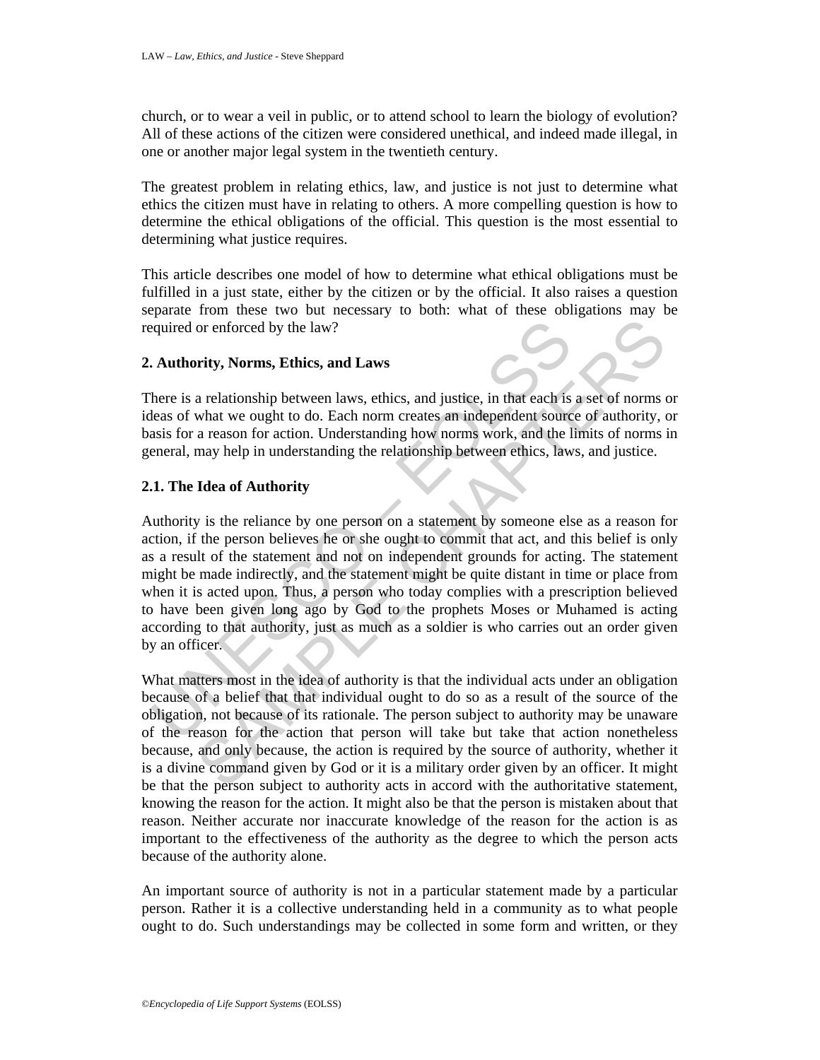church, or to wear a veil in public, or to attend school to learn the biology of evolution? All of these actions of the citizen were considered unethical, and indeed made illegal, in one or another major legal system in the twentieth century.

The greatest problem in relating ethics, law, and justice is not just to determine what ethics the citizen must have in relating to others. A more compelling question is how to determine the ethical obligations of the official. This question is the most essential to determining what justice requires.

This article describes one model of how to determine what ethical obligations must be fulfilled in a just state, either by the citizen or by the official. It also raises a question separate from these two but necessary to both: what of these obligations may be required or enforced by the law?

## 2. Authority, Norms, Ethics, and Laws

There is a relationship between laws, ethics, and justice, in that each is a set of norms or ideas of what we ought to do. Each norm creates an independent source of authority, or basis for a reason for action. Understanding how norms work, and the limits of norms in general, may help in understanding the relationship between ethics, laws, and justice.

### 2.1. The Idea of Authority

Authority is the reliance by one person on a statement by someone else as a reason for action, if the person believes he or she ought to commit that act, and this belief is only as a result of the statement and not on independent grounds for acting. The statement might be made indirectly, and the statement might be quite distant in time or place from when it is acted upon. Thus, a person who today complies with a prescription believed to have been given long ago by God to the prophets Moses or Muhamed is acting according to that authority, just as much as a soldier is who carries out an order given by an officer.

What matters most in the idea of authority is that the individual acts under an obligation because of a belief that that individual ought to do so as a result of the source of the obligation, not because of its rationale. The person subject to authority may be unaware of the reason for the action that person will take but take that action nonetheless because, and only because, the action is required by the source of authority, whether it is a divine command given by God or it is a military order given by an officer. It might be that the person subject to authority acts in accord with the authoritative statement, knowing the reason for the action. It might also be that the person is mistaken about that reason. Neither accurate nor inaccurate knowledge of the reason for the action is as important to the effectiveness of the authority as the degree to which the person acts because of the authority alone.

An important source of authority is not in a particular statement made by a particular person. Rather it is a collective understanding held in a community as to what people ought to do. Such understandings may be collected in some form and written, or they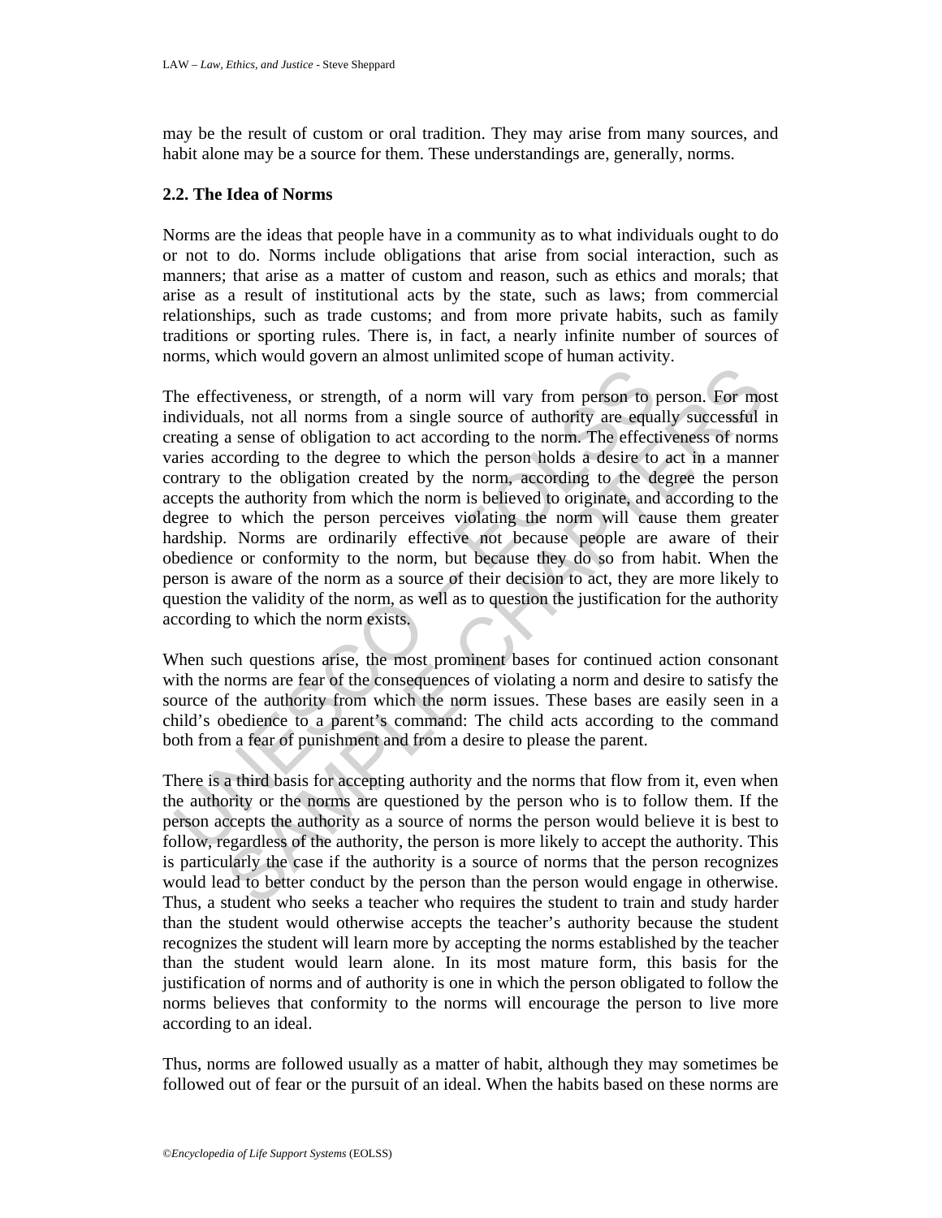may be the result of custom or oral tradition. They may arise from many sources, and habit alone may be a source for them. These understandings are, generally, norms.

### 2.2. The Idea of Norms

Norms are the ideas that people have in a community as to what individuals ought to do or not to do. Norms include obligations that arise from social interaction, such as manners; that arise as a matter of custom and reason, such as ethics and morals; that arise as a result of institutional acts by the state, such as laws; from commercial relationships, such as trade customs; and from more private habits, such as family traditions or sporting rules. There is, in fact, a nearly infinite number of sources of norms, which would govern an almost unlimited scope of human activity.

The effectiveness, or strength, of a norm will vary from person to person. For most individuals, not all norms from a single source of authority are equally successful in creating a sense of obligation to act according to the norm. The effectiveness of norms varies according to the degree to which the person holds a desire to act in a manner contrary to the obligation created by the norm, according to the degree the person accepts the authority from which the norm is believed to originate, and according to the degree to which the person perceives violating the norm will cause them greater hardship. Norms are ordinarily effective not because people are aware of their obedience or conformity to the norm, but because they do so from habit. When the person is aware of the norm as a source of their decision to act, they are more likely to question the validity of the norm, as well as to question the justification for the authority according to which the norm exists.

When such questions arise, the most prominent bases for continued action consonant with the norms are fear of the consequences of violating a norm and desire to satisfy the source of the authority from which the norm issues. These bases are easily seen in a child's obedience to a parent's command: The child acts according to the command both from a fear of punishment and from a desire to please the parent.

There is a third basis for accepting authority and the norms that flow from it, even when the authority or the norms are questioned by the person who is to follow them. If the person accepts the authority as a source of norms the person would believe it is best to follow, regardless of the authority, the person is more likely to accept the authority. This is particularly the case if the authority is a source of norms that the person recognizes would lead to better conduct by the person than the person would engage in otherwise. Thus, a student who seeks a teacher who requires the student to train and study harder than the student would otherwise accepts the teacher's authority because the student recognizes the student will learn more by accepting the norms established by the teacher than the student would learn alone. In its most mature form, this basis for the justification of norms and of authority is one in which the person obligated to follow the norms believes that conformity to the norms will encourage the person to live more according to an ideal.

Thus, norms are followed usually as a matter of habit, although they may sometimes be followed out of fear or the pursuit of an ideal. When the habits based on these norms are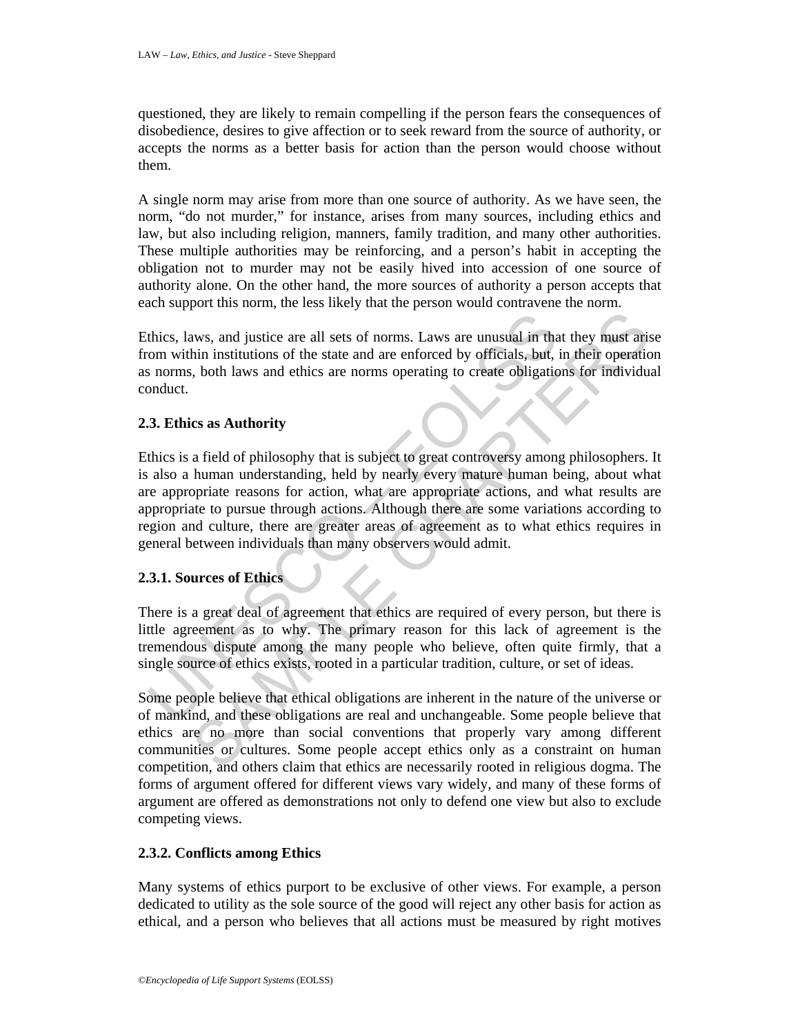questioned, they are likely to remain compelling if the person fears the consequences of disobedience, desires to give affection or to seek reward from the source of authority, or accepts the norms as a better basis for action than the person would choose without them.

A single norm may arise from more than one source of authority. As we have seen, the norm, "do not murder," for instance, arises from many sources, including ethics and law, but also including religion, manners, family tradition, and many other authorities. These multiple authorities may be reinforcing, and a person's habit in accepting the obligation not to murder may not be easily hived into accession of one source of authority alone. On the other hand, the more sources of authority a person accepts that each support this norm, the less likely that the person would contravene the norm.

Ethics, laws, and justice are all sets of norms. Laws are unusual in that they must arise from within institutions of the state and are enforced by officials, but, in their operation as norms, both laws and ethics are norms operating to create obligations for individual conduct.

### 2.3. Ethics as Authority

Ethics is a field of philosophy that is subject to great controversy among philosophers. It is also a human understanding, held by nearly every mature human being, about what are appropriate reasons for action, what are appropriate actions, and what results are appropriate to pursue through actions. Although there are some variations according to region and culture, there are greater areas of agreement as to what ethics requires in general between individuals than many observers would admit.

#### 2.3.1. Sources of Ethics

There is a great deal of agreement that ethics are required of every person, but there is little agreement as to why. The primary reason for this lack of agreement is the tremendous dispute among the many people who believe, often quite firmly, that a single source of ethics exists, rooted in a particular tradition, culture, or set of ideas.

Some people believe that ethical obligations are inherent in the nature of the universe or of mankind, and these obligations are real and unchangeable. Some people believe that ethics are no more than social conventions that properly vary among different communities or cultures. Some people accept ethics only as a constraint on human competition, and others claim that ethics are necessarily rooted in religious dogma. The forms of argument offered for different views vary widely, and many of these forms of argument are offered as demonstrations not only to defend one view but also to exclude competing views.

#### 2.3.2. Conflicts among Ethics

Many systems of ethics purport to be exclusive of other views. For example, a person dedicated to utility as the sole source of the good will reject any other basis for action as ethical, and a person who believes that all actions must be measured by right motives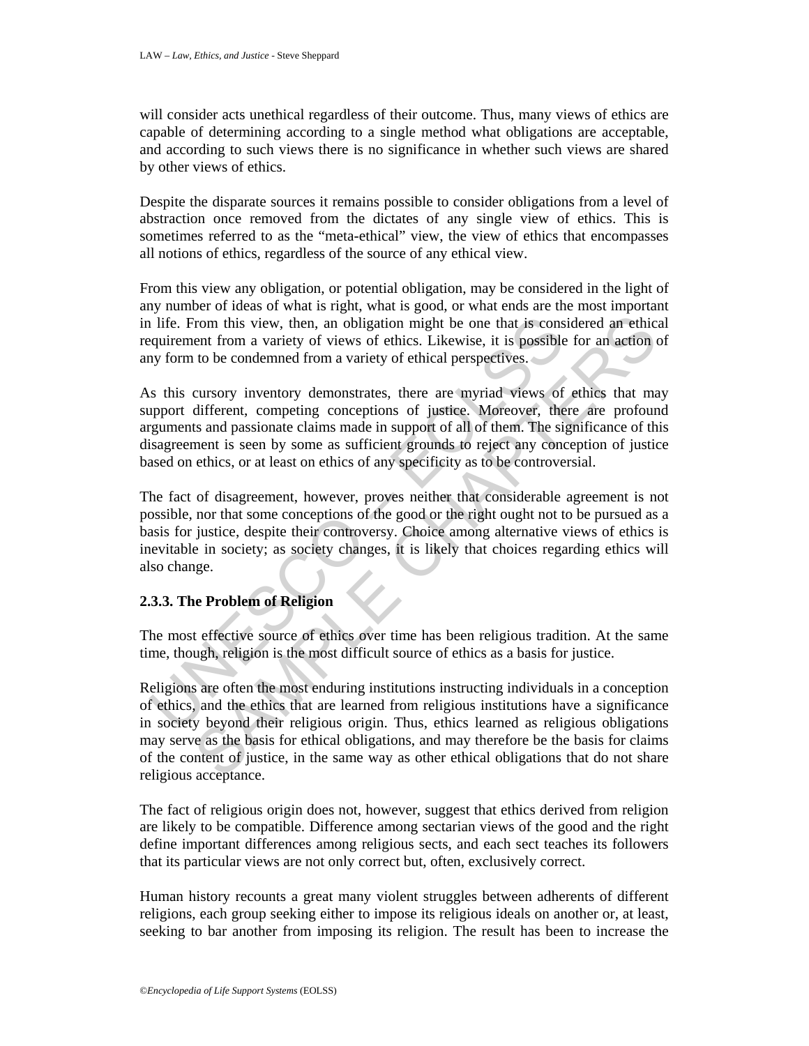will consider acts unethical regardless of their outcome. Thus, many views of ethics are capable of determining according to a single method what obligations are acceptable, and according to such views there is no significance in whether such views are shared by other views of ethics.

Despite the disparate sources it remains possible to consider obligations from a level of abstraction once removed from the dictates of any single view of ethics. This is sometimes referred to as the "meta-ethical" view, the view of ethics that encompasses all notions of ethics, regardless of the source of any ethical view.

From this view any obligation, or potential obligation, may be considered in the light of any number of ideas of what is right, what is good, or what ends are the most important in life. From this view, then, an obligation might be one that is considered an ethical requirement from a variety of views of ethics. Likewise, it is possible for an action of any form to be condemned from a variety of ethical perspectives.

As this cursory inventory demonstrates, there are myriad views of ethics that may support different, competing conceptions of justice. Moreover, there are profound arguments and passionate claims made in support of all of them. The significance of this disagreement is seen by some as sufficient grounds to reject any conception of justice based on ethics, or at least on ethics of any specificity as to be controversial.

The fact of disagreement, however, proves neither that considerable agreement is not possible, nor that some conceptions of the good or the right ought not to be pursued as a basis for justice, despite their controversy. Choice among alternative views of ethics is inevitable in society; as society changes, it is likely that choices regarding ethics will also change.

### 2.3.3. The Problem of Religion

The most effective source of ethics over time has been religious tradition. At the same time, though, religion is the most difficult source of ethics as a basis for justice.

Religions are often the most enduring institutions instructing individuals in a conception of ethics, and the ethics that are learned from religious institutions have a significance in society beyond their religious origin. Thus, ethics learned as religious obligations may serve as the basis for ethical obligations, and may therefore be the basis for claims of the content of justice, in the same way as other ethical obligations that do not share religious acceptance.

The fact of religious origin does not, however, suggest that ethics derived from religion are likely to be compatible. Difference among sectarian views of the good and the right define important differences among religious sects, and each sect teaches its followers that its particular views are not only correct but, often, exclusively correct.

Human history recounts a great many violent struggles between adherents of different religions, each group seeking either to impose its religious ideals on another or, at least, seeking to bar another from imposing its religion. The result has been to increase the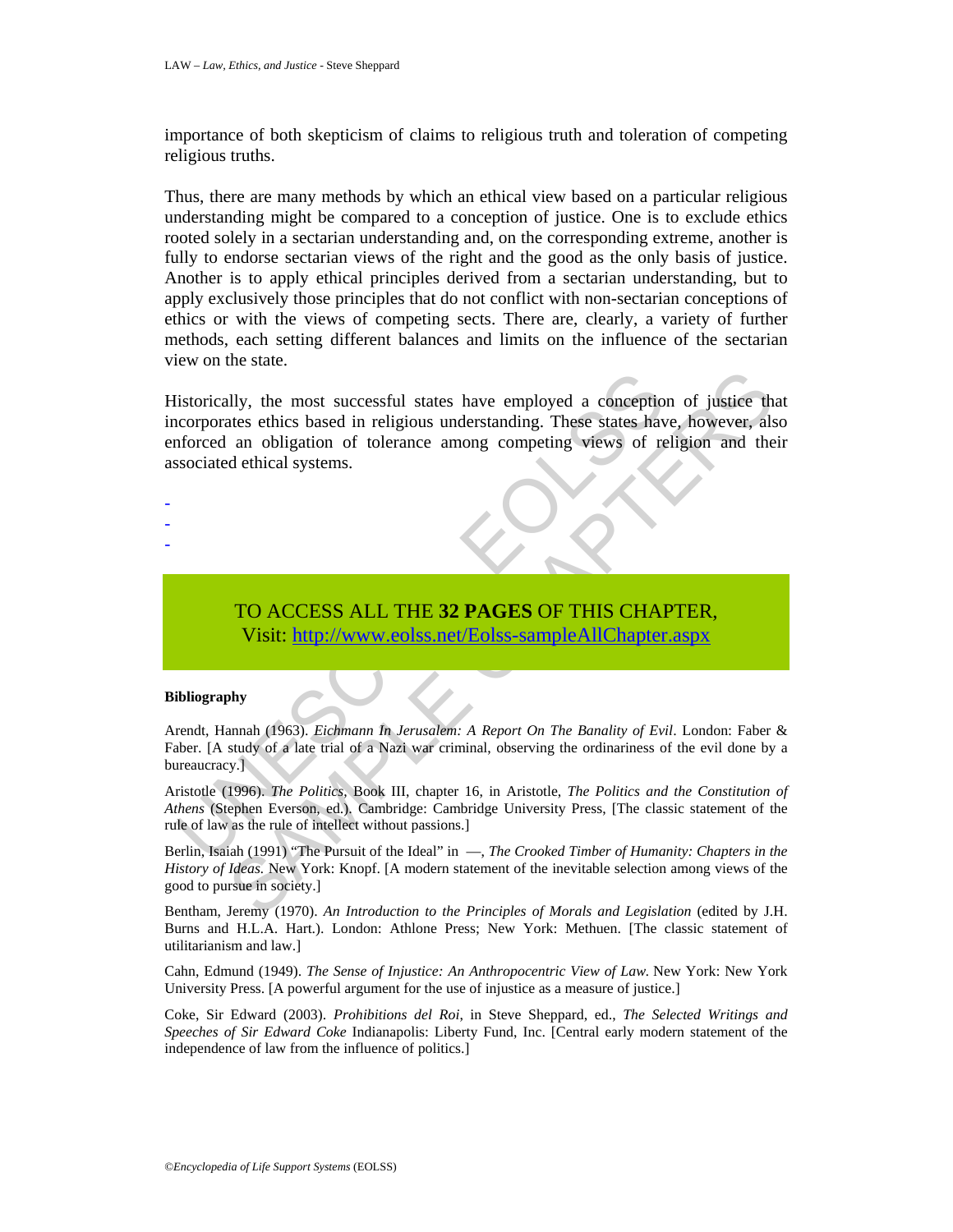importance of both skepticism of claims to religious truth and toleration of competing religious truths.

Thus, there are many methods by which an ethical view based on a particular religious understanding might be compared to a conception of justice. One is to exclude ethics rooted solely in a sectarian understanding and, on the corresponding extreme, another is fully to endorse sectarian views of the right and the good as the only basis of justice. Another is to apply ethical principles derived from a sectarian understanding, but to apply exclusively those principles that do not conflict with non-sectarian conceptions of ethics or with the views of competing sects. There are, clearly, a variety of further methods, each setting different balances and limits on the influence of the sectarian view on the state.

Historically, the most successful states have employed a conception of justice that incorporates ethics based in religious understanding. These states have, however, also enforced an obligation of tolerance among competing views of religion and their associated ethical systems.

-
-
-

TO ACCESS ALL THE **32 PAGES** OF THIS CHAPTER,
Visit: http://www.eolss.net/Eolss-sampleAllChapter.aspx

**Bibliography**

Arendt, Hannah (1963). *Eichmann In Jerusalem: A Report On The Banality of Evil*. London: Faber & Faber. [A study of a late trial of a Nazi war criminal, observing the ordinariness of the evil done by a bureaucracy.]

Aristotle (1996). *The Politics*, Book III, chapter 16, in Aristotle, *The Politics and the Constitution of Athens* (Stephen Everson, ed.). Cambridge: Cambridge University Press, [The classic statement of the rule of law as the rule of intellect without passions.]

Berlin, Isaiah (1991) "The Pursuit of the Ideal" in —, *The Crooked Timber of Humanity: Chapters in the History of Ideas*. New York: Knopf. [A modern statement of the inevitable selection among views of the good to pursue in society.]

Bentham, Jeremy (1970). *An Introduction to the Principles of Morals and Legislation* (edited by J.H. Burns and H.L.A. Hart.). London: Athlone Press; New York: Methuen. [The classic statement of utilitarianism and law.]

Cahn, Edmund (1949). *The Sense of Injustice: An Anthropocentric View of Law*. New York: New York University Press. [A powerful argument for the use of injustice as a measure of justice.]

Coke, Sir Edward (2003). *Prohibitions del Roi*, in Steve Sheppard, ed., *The Selected Writings and Speeches of Sir Edward Coke* Indianapolis: Liberty Fund, Inc. [Central early modern statement of the independence of law from the influence of politics.]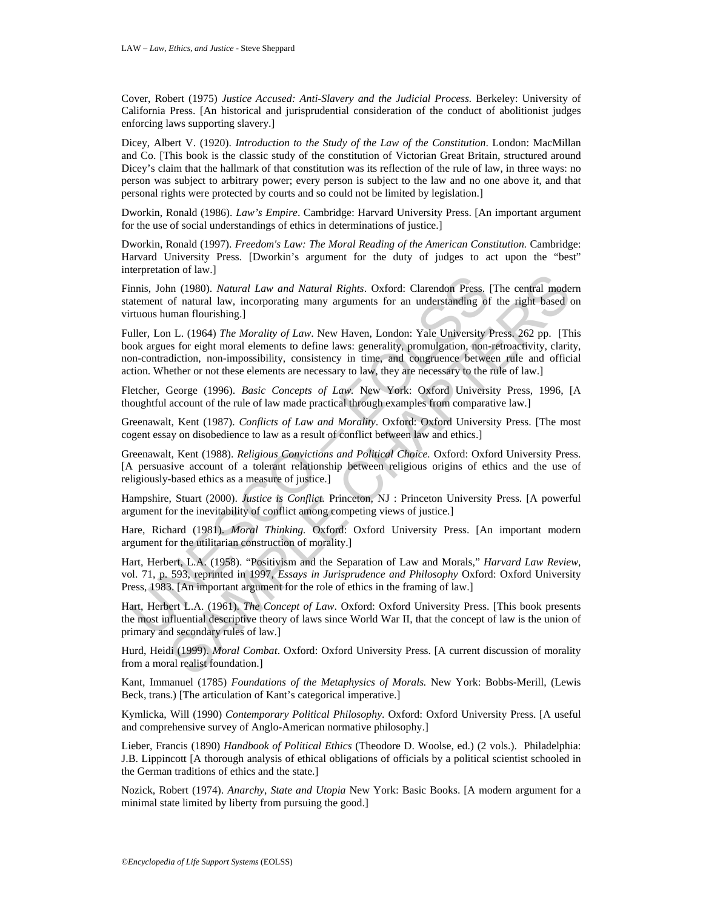Cover, Robert (1975) *Justice Accused: Anti-Slavery and the Judicial Process.* Berkeley: University of California Press. [An historical and jurisprudential consideration of the conduct of abolitionist judges enforcing laws supporting slavery.]

Dicey, Albert V. (1920). *Introduction to the Study of the Law of the Constitution*. London: MacMillan and Co. [This book is the classic study of the constitution of Victorian Great Britain, structured around Dicey's claim that the hallmark of that constitution was its reflection of the rule of law, in three ways: no person was subject to arbitrary power; every person is subject to the law and no one above it, and that personal rights were protected by courts and so could not be limited by legislation.]

Dworkin, Ronald (1986). *Law's Empire*. Cambridge: Harvard University Press. [An important argument for the use of social understandings of ethics in determinations of justice.]

Dworkin, Ronald (1997). *Freedom's Law: The Moral Reading of the American Constitution.* Cambridge: Harvard University Press. [Dworkin's argument for the duty of judges to act upon the "best" interpretation of law.]

Finnis, John (1980). *Natural Law and Natural Rights*. Oxford: Clarendon Press. [The central modern statement of natural law, incorporating many arguments for an understanding of the right based on virtuous human flourishing.]

Fuller, Lon L. (1964) *The Morality of Law*. New Haven, London: Yale University Press. 262 pp. [This book argues for eight moral elements to define laws: generality, promulgation, non-retroactivity, clarity, non-contradiction, non-impossibility, consistency in time, and congruence between rule and official action. Whether or not these elements are necessary to law, they are necessary to the rule of law.]

Fletcher, George (1996). *Basic Concepts of Law.* New York: Oxford University Press, 1996, [A thoughtful account of the rule of law made practical through examples from comparative law.]

Greenawalt, Kent (1987). *Conflicts of Law and Morality*. Oxford: Oxford University Press. [The most cogent essay on disobedience to law as a result of conflict between law and ethics.]

Greenawalt, Kent (1988). *Religious Convictions and Political Choice.* Oxford: Oxford University Press. [A persuasive account of a tolerant relationship between religious origins of ethics and the use of religiously-based ethics as a measure of justice.]

Hampshire, Stuart (2000). *Justice is Conflict.* Princeton, NJ : Princeton University Press. [A powerful argument for the inevitability of conflict among competing views of justice.]

Hare, Richard (1981). *Moral Thinking.* Oxford: Oxford University Press. [An important modern argument for the utilitarian construction of morality.]

Hart, Herbert, L.A. (1958). "Positivism and the Separation of Law and Morals," *Harvard Law Review*, vol. 71, p. 593, reprinted in 1997, *Essays in Jurisprudence and Philosophy* Oxford: Oxford University Press, 1983. [An important argument for the role of ethics in the framing of law.]

Hart, Herbert L.A. (1961). *The Concept of Law*. Oxford: Oxford University Press. [This book presents the most influential descriptive theory of laws since World War II, that the concept of law is the union of primary and secondary rules of law.]

Hurd, Heidi (1999). *Moral Combat*. Oxford: Oxford University Press. [A current discussion of morality from a moral realist foundation.]

Kant, Immanuel (1785) *Foundations of the Metaphysics of Morals.* New York: Bobbs-Merill, (Lewis Beck, trans.) [The articulation of Kant's categorical imperative.]

Kymlicka, Will (1990) *Contemporary Political Philosophy.* Oxford: Oxford University Press. [A useful and comprehensive survey of Anglo-American normative philosophy.]

Lieber, Francis (1890) *Handbook of Political Ethics* (Theodore D. Woolse, ed.) (2 vols.). Philadelphia: J.B. Lippincott [A thorough analysis of ethical obligations of officials by a political scientist schooled in the German traditions of ethics and the state.]

Nozick, Robert (1974). *Anarchy, State and Utopia* New York: Basic Books. [A modern argument for a minimal state limited by liberty from pursuing the good.]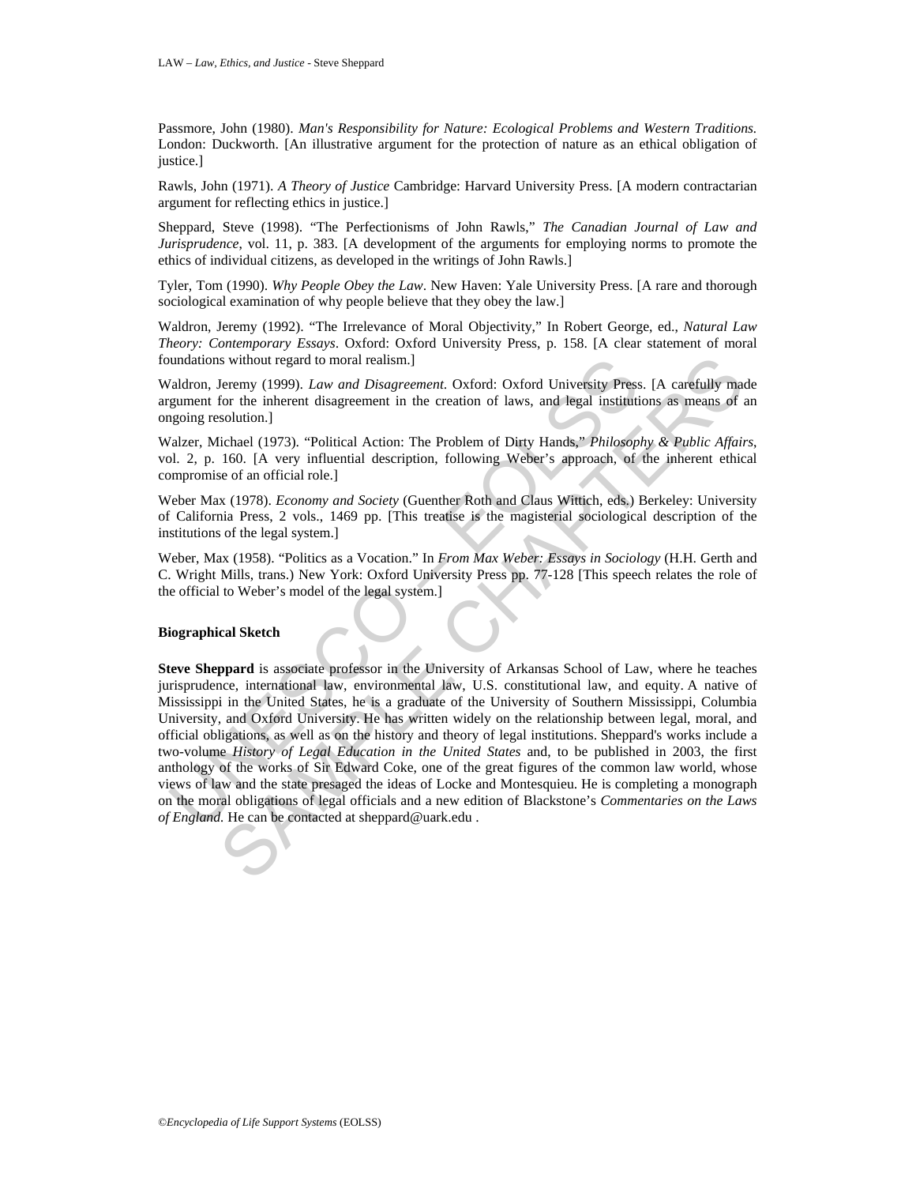Passmore, John (1980). *Man's Responsibility for Nature: Ecological Problems and Western Traditions.* London: Duckworth. [An illustrative argument for the protection of nature as an ethical obligation of justice.]

Rawls, John (1971). *A Theory of Justice* Cambridge: Harvard University Press. [A modern contractarian argument for reflecting ethics in justice.]

Sheppard, Steve (1998). "The Perfectionisms of John Rawls," *The Canadian Journal of Law and Jurisprudence*, vol. 11, p. 383. [A development of the arguments for employing norms to promote the ethics of individual citizens, as developed in the writings of John Rawls.]

Tyler, Tom (1990). *Why People Obey the Law*. New Haven: Yale University Press. [A rare and thorough sociological examination of why people believe that they obey the law.]

Waldron, Jeremy (1992). "The Irrelevance of Moral Objectivity," In Robert George, ed., *Natural Law Theory: Contemporary Essays*. Oxford: Oxford University Press, p. 158. [A clear statement of moral foundations without regard to moral realism.]

Waldron, Jeremy (1999). *Law and Disagreement*. Oxford: Oxford University Press. [A carefully made argument for the inherent disagreement in the creation of laws, and legal institutions as means of an ongoing resolution.]

Walzer, Michael (1973). "Political Action: The Problem of Dirty Hands," *Philosophy & Public Affairs*, vol. 2, p. 160. [A very influential description, following Weber's approach, of the inherent ethical compromise of an official role.]

Weber Max (1978). *Economy and Society* (Guenther Roth and Claus Wittich, eds.) Berkeley: University of California Press, 2 vols., 1469 pp. [This treatise is the magisterial sociological description of the institutions of the legal system.]

Weber, Max (1958). "Politics as a Vocation." In *From Max Weber: Essays in Sociology* (H.H. Gerth and C. Wright Mills, trans.) New York: Oxford University Press pp. 77-128 [This speech relates the role of the official to Weber's model of the legal system.]

**Biographical Sketch**

**Steve Sheppard** is associate professor in the University of Arkansas School of Law, where he teaches jurisprudence, international law, environmental law, U.S. constitutional law, and equity. A native of Mississippi in the United States, he is a graduate of the University of Southern Mississippi, Columbia University, and Oxford University. He has written widely on the relationship between legal, moral, and official obligations, as well as on the history and theory of legal institutions. Sheppard's works include a two-volume *History of Legal Education in the United States* and, to be published in 2003, the first anthology of the works of Sir Edward Coke, one of the great figures of the common law world, whose views of law and the state presaged the ideas of Locke and Montesquieu. He is completing a monograph on the moral obligations of legal officials and a new edition of Blackstone's *Commentaries on the Laws of England.* He can be contacted at sheppard@uark.edu .